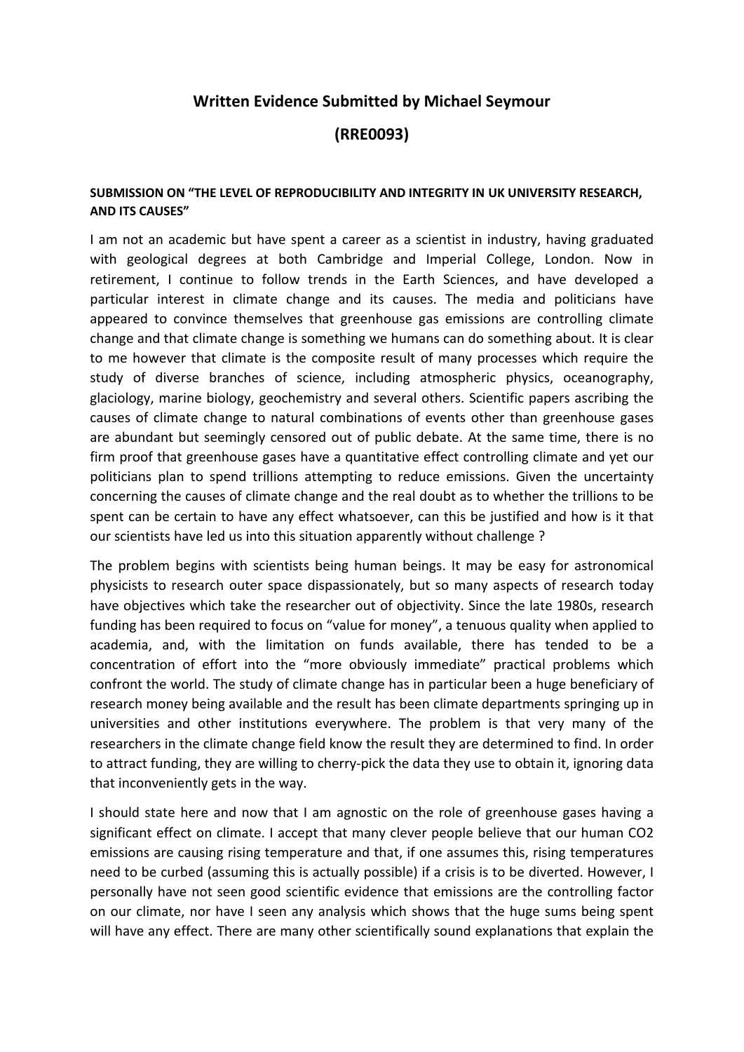# Written Evidence Submitted by Michael Seymour

# (RRE0093)

**SUBMISSION ON "THE LEVEL OF REPRODUCIBILITY AND INTEGRITY IN UK UNIVERSITY RESEARCH, AND ITS CAUSES"**

I am not an academic but have spent a career as a scientist in industry, having graduated with geological degrees at both Cambridge and Imperial College, London. Now in retirement, I continue to follow trends in the Earth Sciences, and have developed a particular interest in climate change and its causes. The media and politicians have appeared to convince themselves that greenhouse gas emissions are controlling climate change and that climate change is something we humans can do something about. It is clear to me however that climate is the composite result of many processes which require the study of diverse branches of science, including atmospheric physics, oceanography, glaciology, marine biology, geochemistry and several others. Scientific papers ascribing the causes of climate change to natural combinations of events other than greenhouse gases are abundant but seemingly censored out of public debate. At the same time, there is no firm proof that greenhouse gases have a quantitative effect controlling climate and yet our politicians plan to spend trillions attempting to reduce emissions. Given the uncertainty concerning the causes of climate change and the real doubt as to whether the trillions to be spent can be certain to have any effect whatsoever, can this be justified and how is it that our scientists have led us into this situation apparently without challenge ?

The problem begins with scientists being human beings. It may be easy for astronomical physicists to research outer space dispassionately, but so many aspects of research today have objectives which take the researcher out of objectivity. Since the late 1980s, research funding has been required to focus on "value for money", a tenuous quality when applied to academia, and, with the limitation on funds available, there has tended to be a concentration of effort into the "more obviously immediate" practical problems which confront the world. The study of climate change has in particular been a huge beneficiary of research money being available and the result has been climate departments springing up in universities and other institutions everywhere. The problem is that very many of the researchers in the climate change field know the result they are determined to find. In order to attract funding, they are willing to cherry-pick the data they use to obtain it, ignoring data that inconveniently gets in the way.

I should state here and now that I am agnostic on the role of greenhouse gases having a significant effect on climate. I accept that many clever people believe that our human $CO_2$ emissions are causing rising temperature and that, if one assumes this, rising temperatures need to be curbed (assuming this is actually possible) if a crisis is to be diverted. However, I personally have not seen good scientific evidence that emissions are the controlling factor on our climate, nor have I seen any analysis which shows that the huge sums being spent will have any effect. There are many other scientifically sound explanations that explain the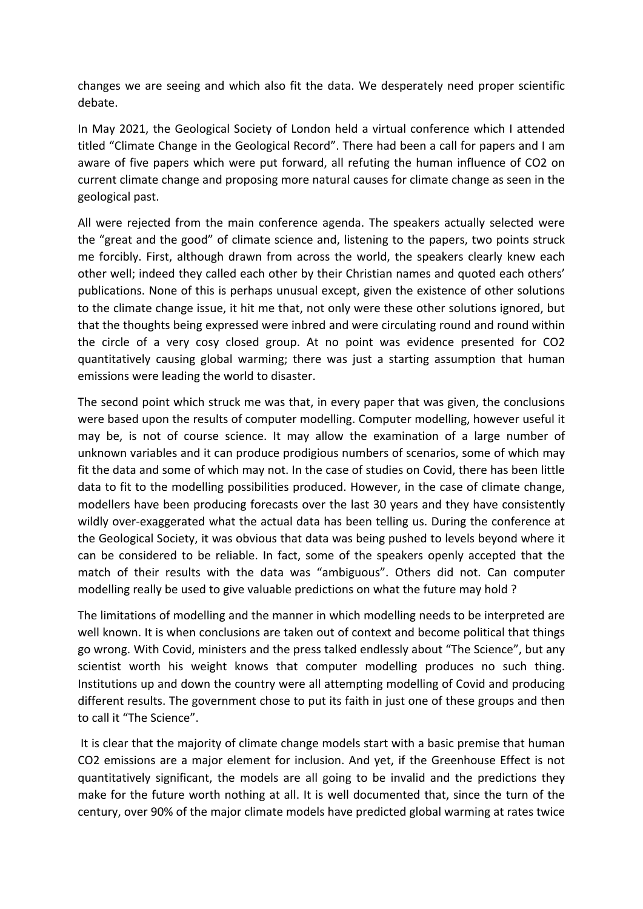changes we are seeing and which also fit the data. We desperately need proper scientific debate.

In May 2021, the Geological Society of London held a virtual conference which I attended titled "Climate Change in the Geological Record". There had been a call for papers and I am aware of five papers which were put forward, all refuting the human influence of $CO_2$ on current climate change and proposing more natural causes for climate change as seen in the geological past.

All were rejected from the main conference agenda. The speakers actually selected were the "great and the good" of climate science and, listening to the papers, two points struck me forcibly. First, although drawn from across the world, the speakers clearly knew each other well; indeed they called each other by their Christian names and quoted each others' publications. None of this is perhaps unusual except, given the existence of other solutions to the climate change issue, it hit me that, not only were these other solutions ignored, but that the thoughts being expressed were inbred and were circulating round and round within the circle of a very cosy closed group. At no point was evidence presented for $CO_2$ quantitatively causing global warming; there was just a starting assumption that human emissions were leading the world to disaster.

The second point which struck me was that, in every paper that was given, the conclusions were based upon the results of computer modelling. Computer modelling, however useful it may be, is not of course science. It may allow the examination of a large number of unknown variables and it can produce prodigious numbers of scenarios, some of which may fit the data and some of which may not. In the case of studies on Covid, there has been little data to fit to the modelling possibilities produced. However, in the case of climate change, modellers have been producing forecasts over the last 30 years and they have consistently wildly over-exaggerated what the actual data has been telling us. During the conference at the Geological Society, it was obvious that data was being pushed to levels beyond where it can be considered to be reliable. In fact, some of the speakers openly accepted that the match of their results with the data was "ambiguous". Others did not. Can computer modelling really be used to give valuable predictions on what the future may hold ?

The limitations of modelling and the manner in which modelling needs to be interpreted are well known. It is when conclusions are taken out of context and become political that things go wrong. With Covid, ministers and the press talked endlessly about "The Science", but any scientist worth his weight knows that computer modelling produces no such thing. Institutions up and down the country were all attempting modelling of Covid and producing different results. The government chose to put its faith in just one of these groups and then to call it "The Science".

It is clear that the majority of climate change models start with a basic premise that human $CO_2$ emissions are a major element for inclusion. And yet, if the Greenhouse Effect is not quantitatively significant, the models are all going to be invalid and the predictions they make for the future worth nothing at all. It is well documented that, since the turn of the century, over 90% of the major climate models have predicted global warming at rates twice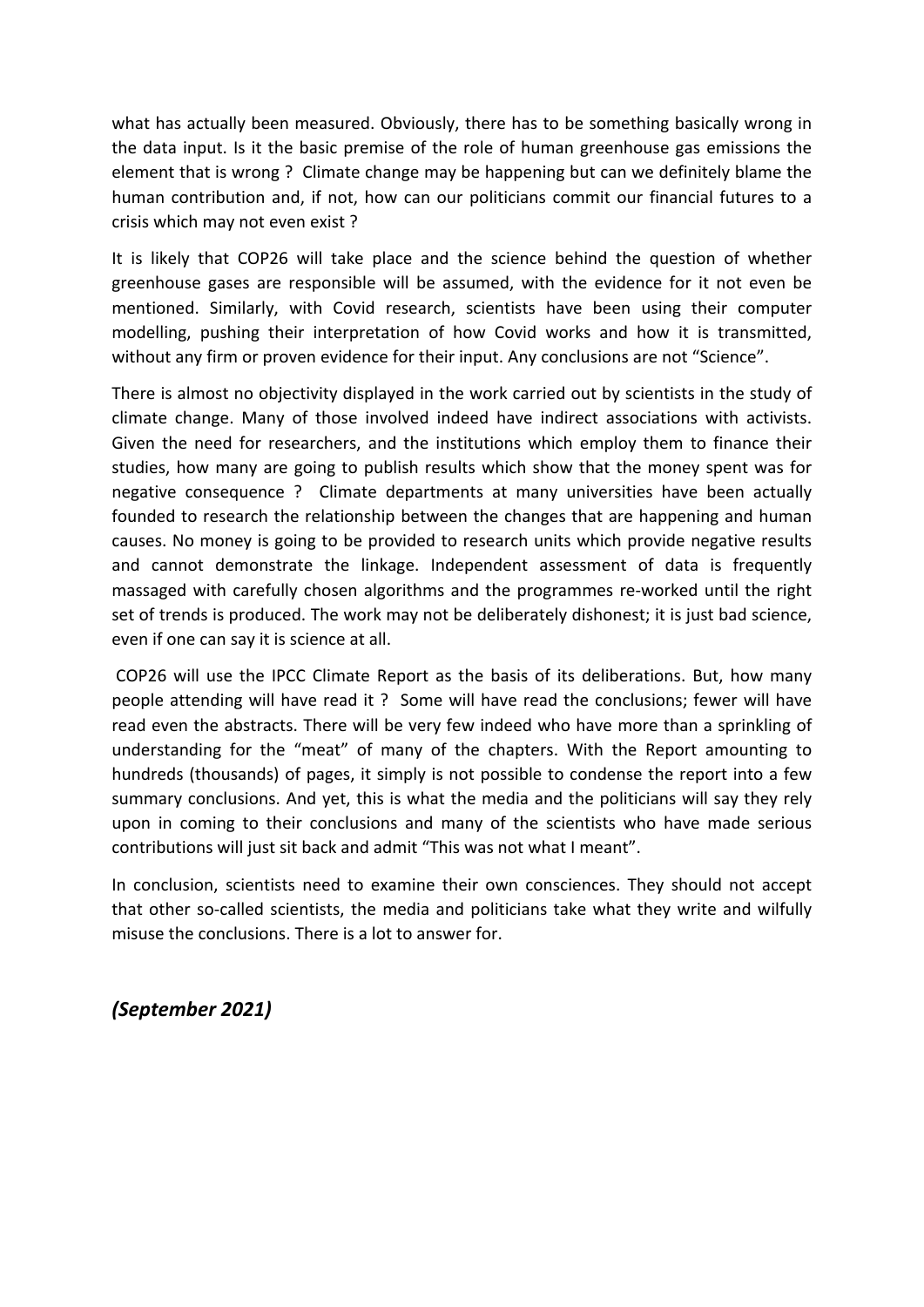what has actually been measured. Obviously, there has to be something basically wrong in the data input. Is it the basic premise of the role of human greenhouse gas emissions the element that is wrong ? Climate change may be happening but can we definitely blame the human contribution and, if not, how can our politicians commit our financial futures to a crisis which may not even exist ?

It is likely that COP26 will take place and the science behind the question of whether greenhouse gases are responsible will be assumed, with the evidence for it not even be mentioned. Similarly, with Covid research, scientists have been using their computer modelling, pushing their interpretation of how Covid works and how it is transmitted, without any firm or proven evidence for their input. Any conclusions are not "Science".

There is almost no objectivity displayed in the work carried out by scientists in the study of climate change. Many of those involved indeed have indirect associations with activists. Given the need for researchers, and the institutions which employ them to finance their studies, how many are going to publish results which show that the money spent was for negative consequence ? Climate departments at many universities have been actually founded to research the relationship between the changes that are happening and human causes. No money is going to be provided to research units which provide negative results and cannot demonstrate the linkage. Independent assessment of data is frequently massaged with carefully chosen algorithms and the programmes re-worked until the right set of trends is produced. The work may not be deliberately dishonest; it is just bad science, even if one can say it is science at all.

COP26 will use the IPCC Climate Report as the basis of its deliberations. But, how many people attending will have read it ? Some will have read the conclusions; fewer will have read even the abstracts. There will be very few indeed who have more than a sprinkling of understanding for the "meat" of many of the chapters. With the Report amounting to hundreds (thousands) of pages, it simply is not possible to condense the report into a few summary conclusions. And yet, this is what the media and the politicians will say they rely upon in coming to their conclusions and many of the scientists who have made serious contributions will just sit back and admit "This was not what I meant".

In conclusion, scientists need to examine their own consciences. They should not accept that other so-called scientists, the media and politicians take what they write and wilfully misuse the conclusions. There is a lot to answer for.

***(September 2021)***